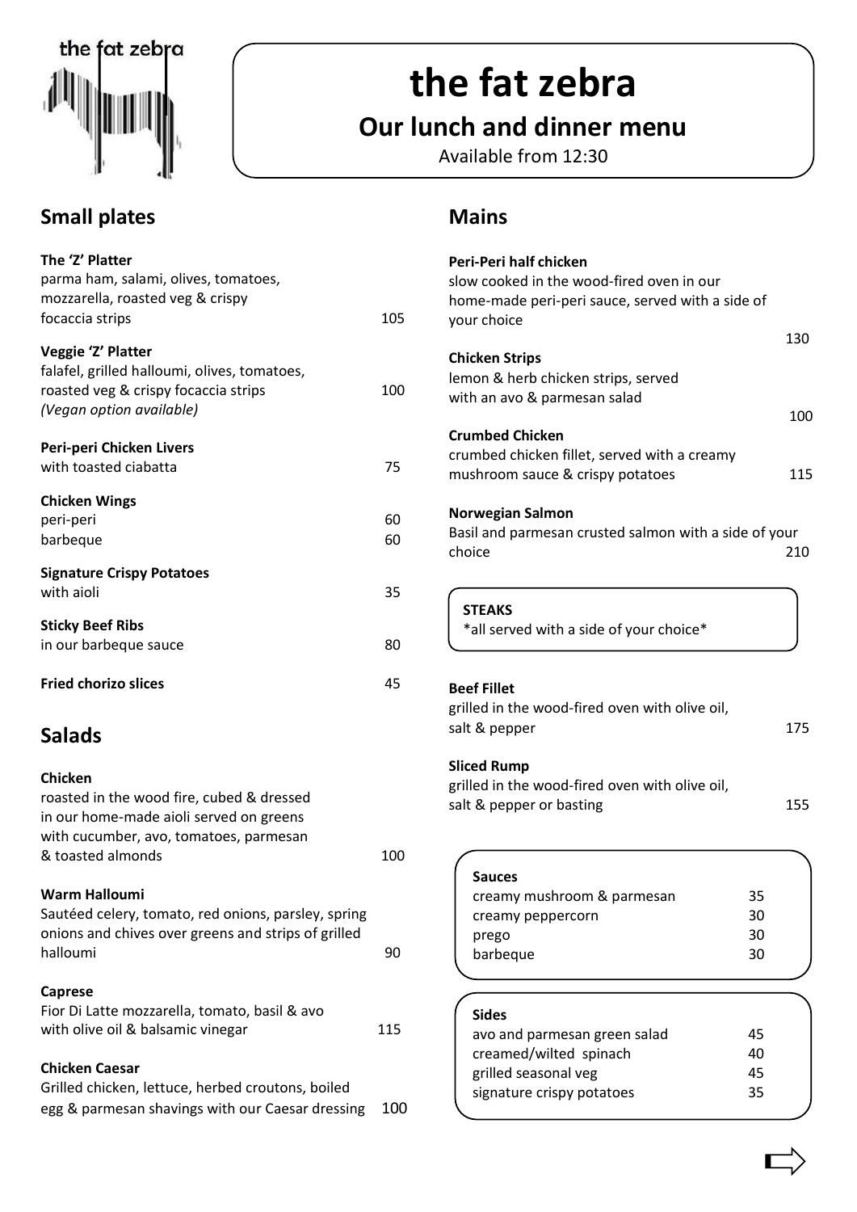# the fat zebra

## Our lunch and dinner menu

Available from 12:30

## Small plates

**The 'Z' Platter**
parma ham, salami, olives, tomatoes, mozzarella, roasted veg & crispy focaccia strips — 105

**Veggie 'Z' Platter**
falafel, grilled halloumi, olives, tomatoes, roasted veg & crispy focaccia strips — 100
*(Vegan option available)*

**Peri-peri Chicken Livers**
with toasted ciabatta — 75

**Chicken Wings**
peri-peri — 60
barbeque — 60

**Signature Crispy Potatoes**
with aioli — 35

**Sticky Beef Ribs**
in our barbeque sauce — 80

**Fried chorizo slices** — 45

## Salads

**Chicken**
roasted in the wood fire, cubed & dressed in our home-made aioli served on greens with cucumber, avo, tomatoes, parmesan & toasted almonds — 100

**Warm Halloumi**
Sautéed celery, tomato, red onions, parsley, spring onions and chives over greens and strips of grilled halloumi — 90

**Caprese**
Fior Di Latte mozzarella, tomato, basil & avo with olive oil & balsamic vinegar — 115

**Chicken Caesar**
Grilled chicken, lettuce, herbed croutons, boiled egg & parmesan shavings with our Caesar dressing — 100

## Mains

**Peri-Peri half chicken**
slow cooked in the wood-fired oven in our home-made peri-peri sauce, served with a side of your choice — 130

**Chicken Strips**
lemon & herb chicken strips, served with an avo & parmesan salad — 100

**Crumbed Chicken**
crumbed chicken fillet, served with a creamy mushroom sauce & crispy potatoes — 115

**Norwegian Salmon**
Basil and parmesan crusted salmon with a side of your choice — 210

**STEAKS**
*all served with a side of your choice*

**Beef Fillet**
grilled in the wood-fired oven with olive oil, salt & pepper — 175

**Sliced Rump**
grilled in the wood-fired oven with olive oil, salt & pepper or basting — 155

**Sauces**

| | |
|---|---|
| creamy mushroom & parmesan | 35 |
| creamy peppercorn | 30 |
| prego | 30 |
| barbeque | 30 |

**Sides**

| | |
|---|---|
| avo and parmesan green salad | 45 |
| creamed/wilted spinach | 40 |
| grilled seasonal veg | 45 |
| signature crispy potatoes | 35 |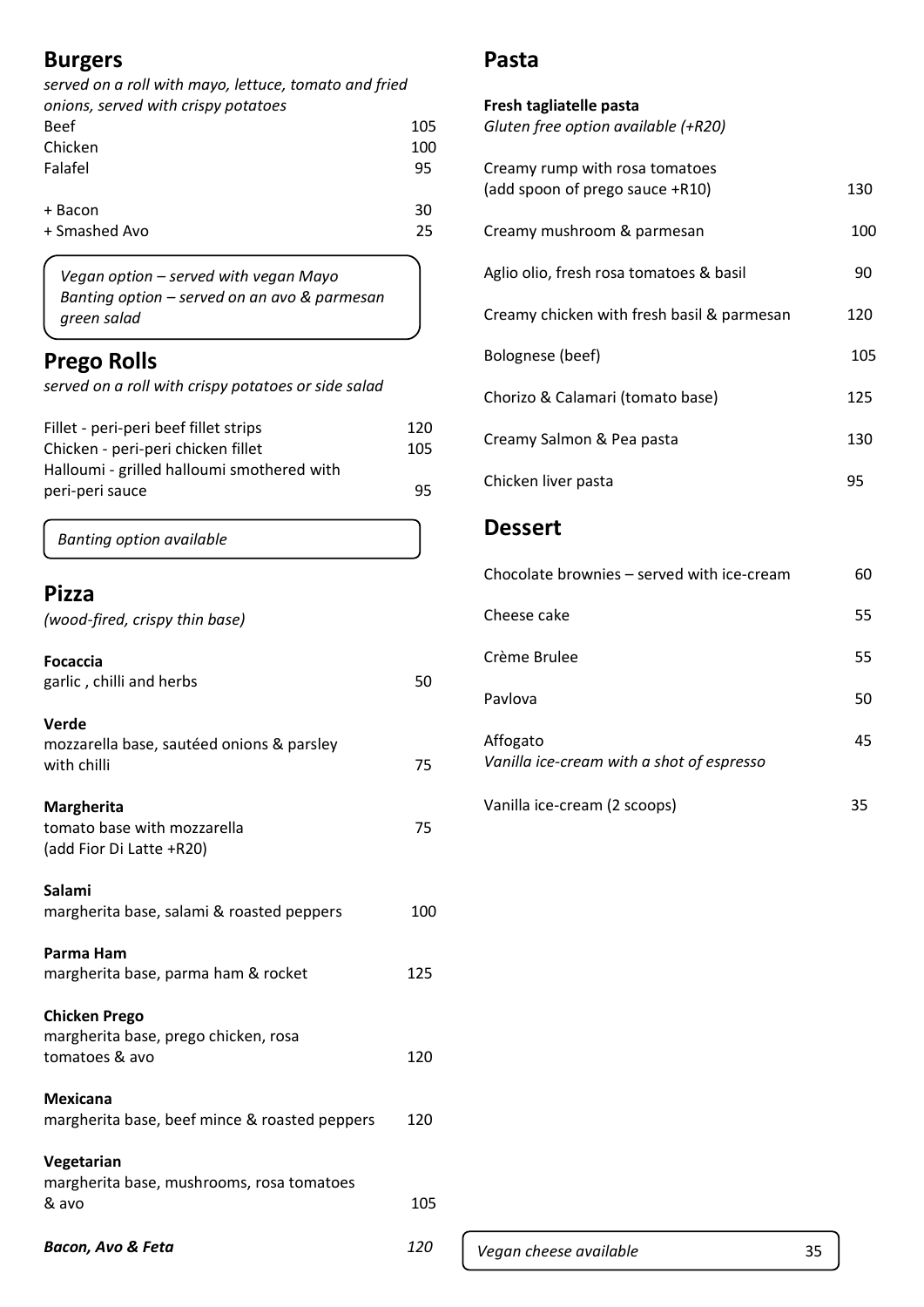## Burgers

*served on a roll with mayo, lettuce, tomato and fried onions, served with crispy potatoes*

| | |
|---|---|
| Beef | 105 |
| Chicken | 100 |
| Falafel | 95 |
| + Bacon | 30 |
| + Smashed Avo | 25 |

*Vegan option – served with vegan Mayo*
*Banting option – served on an avo & parmesan green salad*

## Prego Rolls

*served on a roll with crispy potatoes or side salad*

| | |
|---|---|
| Fillet - peri-peri beef fillet strips | 120 |
| Chicken - peri-peri chicken fillet | 105 |
| Halloumi - grilled halloumi smothered with peri-peri sauce | 95 |

*Banting option available*

## Pizza

*(wood-fired, crispy thin base)*

**Focaccia**
garlic , chilli and herbs 50

**Verde**
mozzarella base, sautéed onions & parsley with chilli 75

**Margherita**
tomato base with mozzarella (add Fior Di Latte +R20) 75

**Salami**
margherita base, salami & roasted peppers 100

**Parma Ham**
margherita base, parma ham & rocket 125

**Chicken Prego**
margherita base, prego chicken, rosa tomatoes & avo 120

**Mexicana**
margherita base, beef mince & roasted peppers 120

**Vegetarian**
margherita base, mushrooms, rosa tomatoes & avo 105

***Bacon, Avo & Feta*** *120*

## Pasta

**Fresh tagliatelle pasta**
*Gluten free option available (+R20)*

| | |
|---|---|
| Creamy rump with rosa tomatoes (add spoon of prego sauce +R10) | 130 |
| Creamy mushroom & parmesan | 100 |
| Aglio olio, fresh rosa tomatoes & basil | 90 |
| Creamy chicken with fresh basil & parmesan | 120 |
| Bolognese (beef) | 105 |
| Chorizo & Calamari (tomato base) | 125 |
| Creamy Salmon & Pea pasta | 130 |
| Chicken liver pasta | 95 |

## Dessert

| | |
|---|---|
| Chocolate brownies – served with ice-cream | 60 |
| Cheese cake | 55 |
| Crème Brulee | 55 |
| Pavlova | 50 |
| Affogato *Vanilla ice-cream with a shot of espresso* | 45 |
| Vanilla ice-cream (2 scoops) | 35 |

*Vegan cheese available* 35